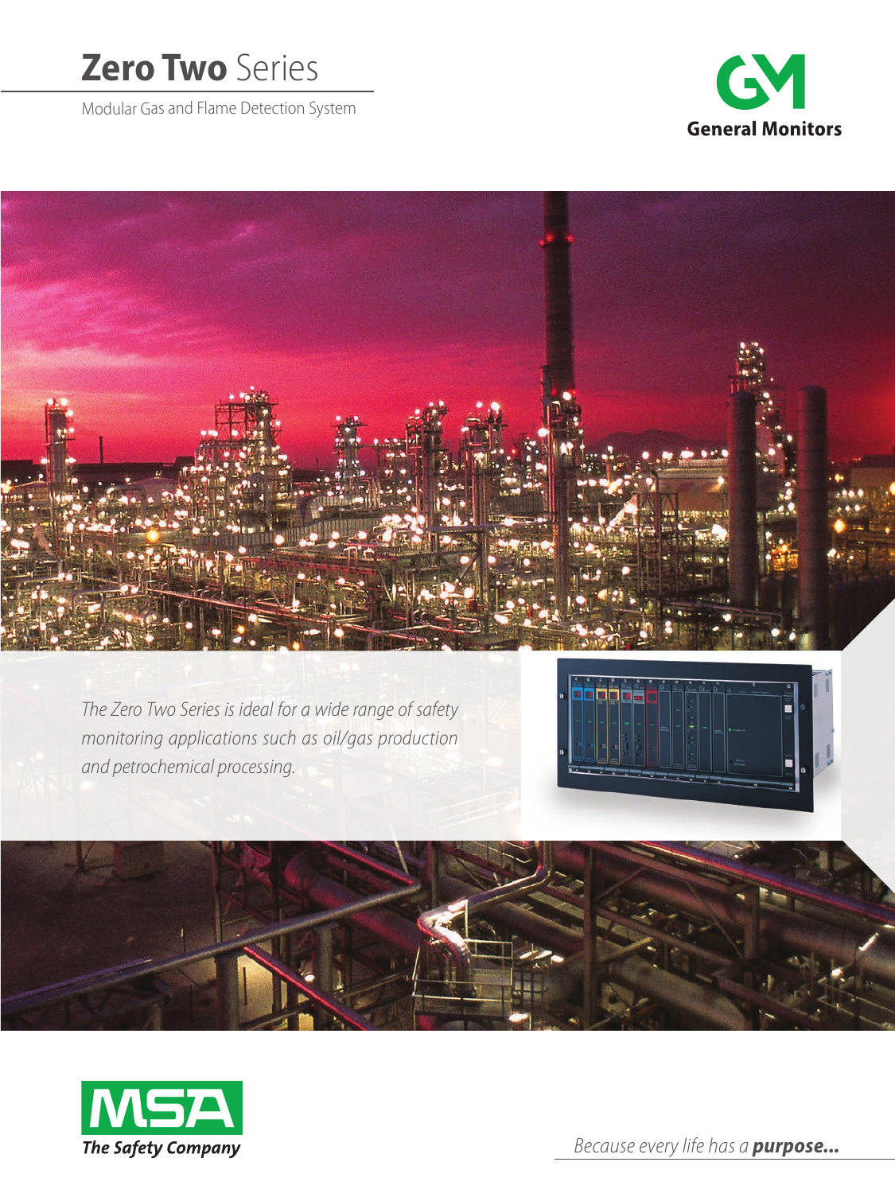# **Zero Two** Series

Modular Gas and Flame Detection System

General Monitors

*The Zero Two Series is ideal for a wide range of safety monitoring applications such as oil/gas production and petrochemical processing.*

MSA The Safety Company

*Because every life has a **purpose...***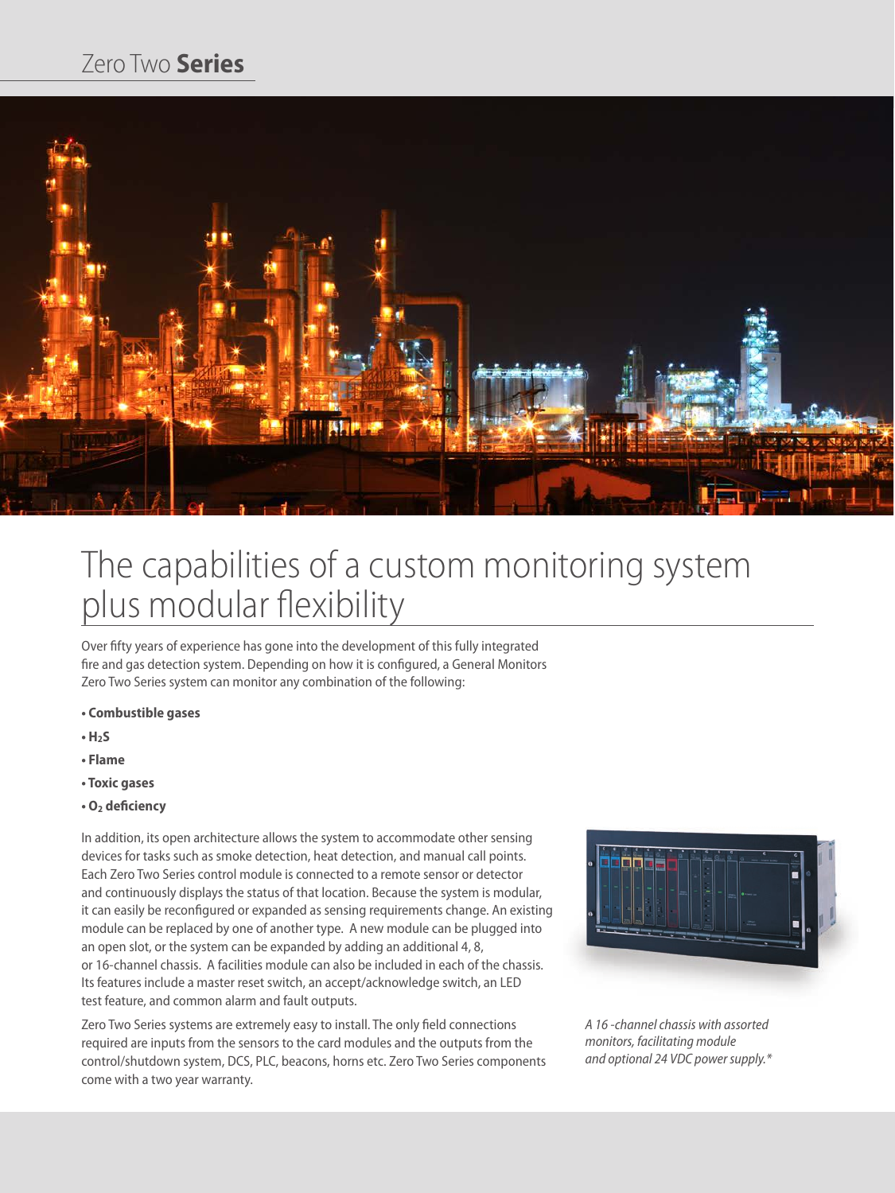# Zero Two **Series**

## The capabilities of a custom monitoring system plus modular flexibility

Over fifty years of experience has gone into the development of this fully integrated fire and gas detection system. Depending on how it is configured, a General Monitors Zero Two Series system can monitor any combination of the following:

- **Combustible gases**
- **$H_2S$**
- **Flame**
- **Toxic gases**
- **$O_2$ deficiency**

In addition, its open architecture allows the system to accommodate other sensing devices for tasks such as smoke detection, heat detection, and manual call points. Each Zero Two Series control module is connected to a remote sensor or detector and continuously displays the status of that location. Because the system is modular, it can easily be reconfigured or expanded as sensing requirements change. An existing module can be replaced by one of another type. A new module can be plugged into an open slot, or the system can be expanded by adding an additional 4, 8, or 16-channel chassis. A facilities module can also be included in each of the chassis. Its features include a master reset switch, an accept/acknowledge switch, an LED test feature, and common alarm and fault outputs.

Zero Two Series systems are extremely easy to install. The only field connections required are inputs from the sensors to the card modules and the outputs from the control/shutdown system, DCS, PLC, beacons, horns etc. Zero Two Series components come with a two year warranty.

*A 16 -channel chassis with assorted monitors, facilitating module and optional 24 VDC power supply.**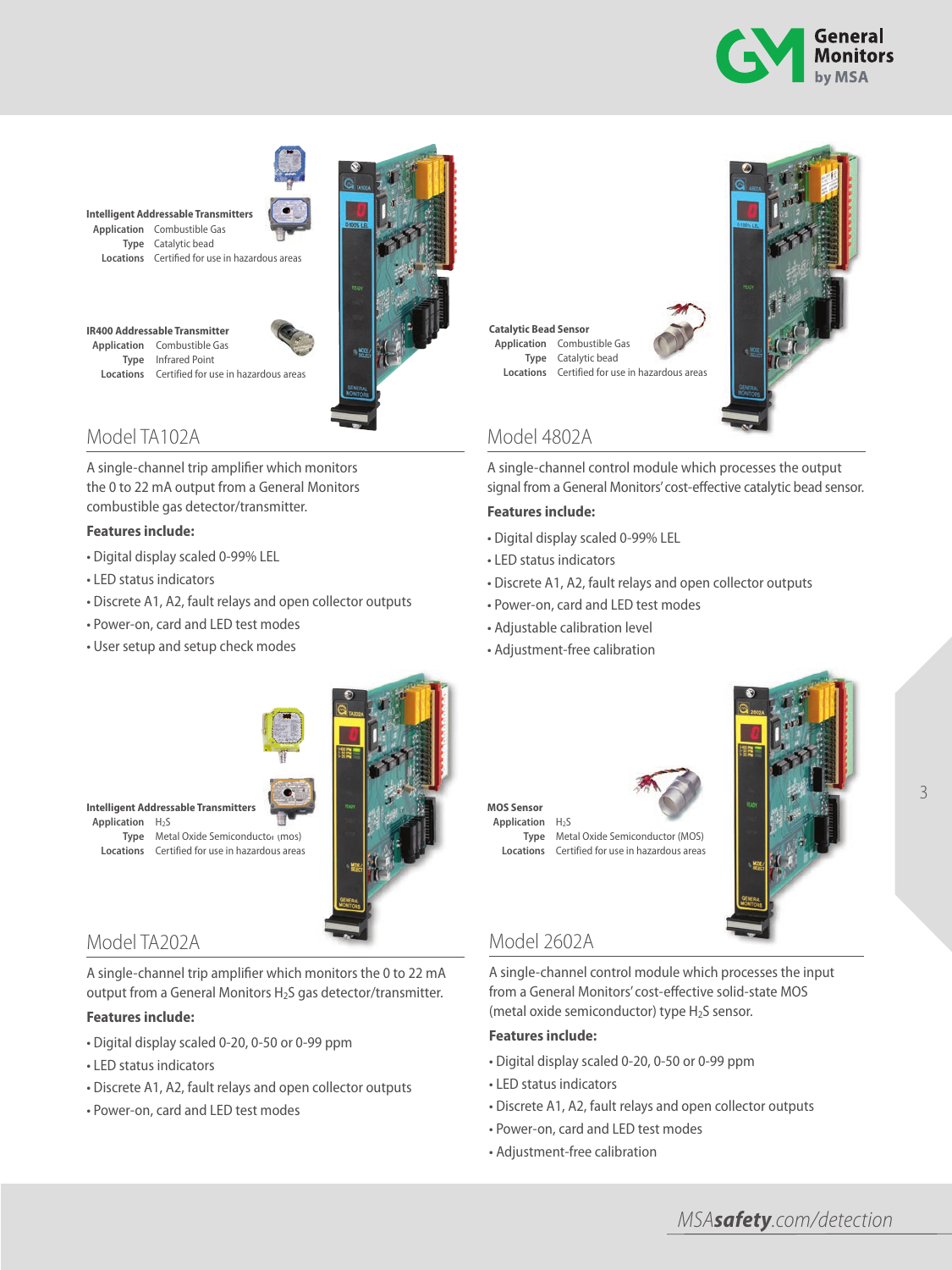**Intelligent Addressable Transmitters**
Application Combustible Gas
Type Catalytic bead
Locations Certified for use in hazardous areas

**IR400 Addressable Transmitter**
Application Combustible Gas
Type Infrared Point
Locations Certified for use in hazardous areas

## Model TA102A

A single-channel trip amplifier which monitors the 0 to 22 mA output from a General Monitors combustible gas detector/transmitter.

**Features include:**

- Digital display scaled 0-99% LEL
- LED status indicators
- Discrete A1, A2, fault relays and open collector outputs
- Power-on, card and LED test modes
- User setup and setup check modes

**Catalytic Bead Sensor**
Application Combustible Gas
Type Catalytic bead
Locations Certified for use in hazardous areas

## Model 4802A

A single-channel control module which processes the output signal from a General Monitors' cost-effective catalytic bead sensor.

**Features include:**

- Digital display scaled 0-99% LEL
- LED status indicators
- Discrete A1, A2, fault relays and open collector outputs
- Power-on, card and LED test modes
- Adjustable calibration level
- Adjustment-free calibration

**Intelligent Addressable Transmitters**
Application $H_2S$
Type Metal Oxide Semiconductor (mos)
Locations Certified for use in hazardous areas

## Model TA202A

A single-channel trip amplifier which monitors the 0 to 22 mA output from a General Monitors $H_2S$ gas detector/transmitter.

**Features include:**

- Digital display scaled 0-20, 0-50 or 0-99 ppm
- LED status indicators
- Discrete A1, A2, fault relays and open collector outputs
- Power-on, card and LED test modes

**MOS Sensor**
Application $H_2S$
Type Metal Oxide Semiconductor (MOS)
Locations Certified for use in hazardous areas

## Model 2602A

A single-channel control module which processes the input from a General Monitors' cost-effective solid-state MOS (metal oxide semiconductor) type $H_2S$ sensor.

**Features include:**

- Digital display scaled 0-20, 0-50 or 0-99 ppm
- LED status indicators
- Discrete A1, A2, fault relays and open collector outputs
- Power-on, card and LED test modes
- Adjustment-free calibration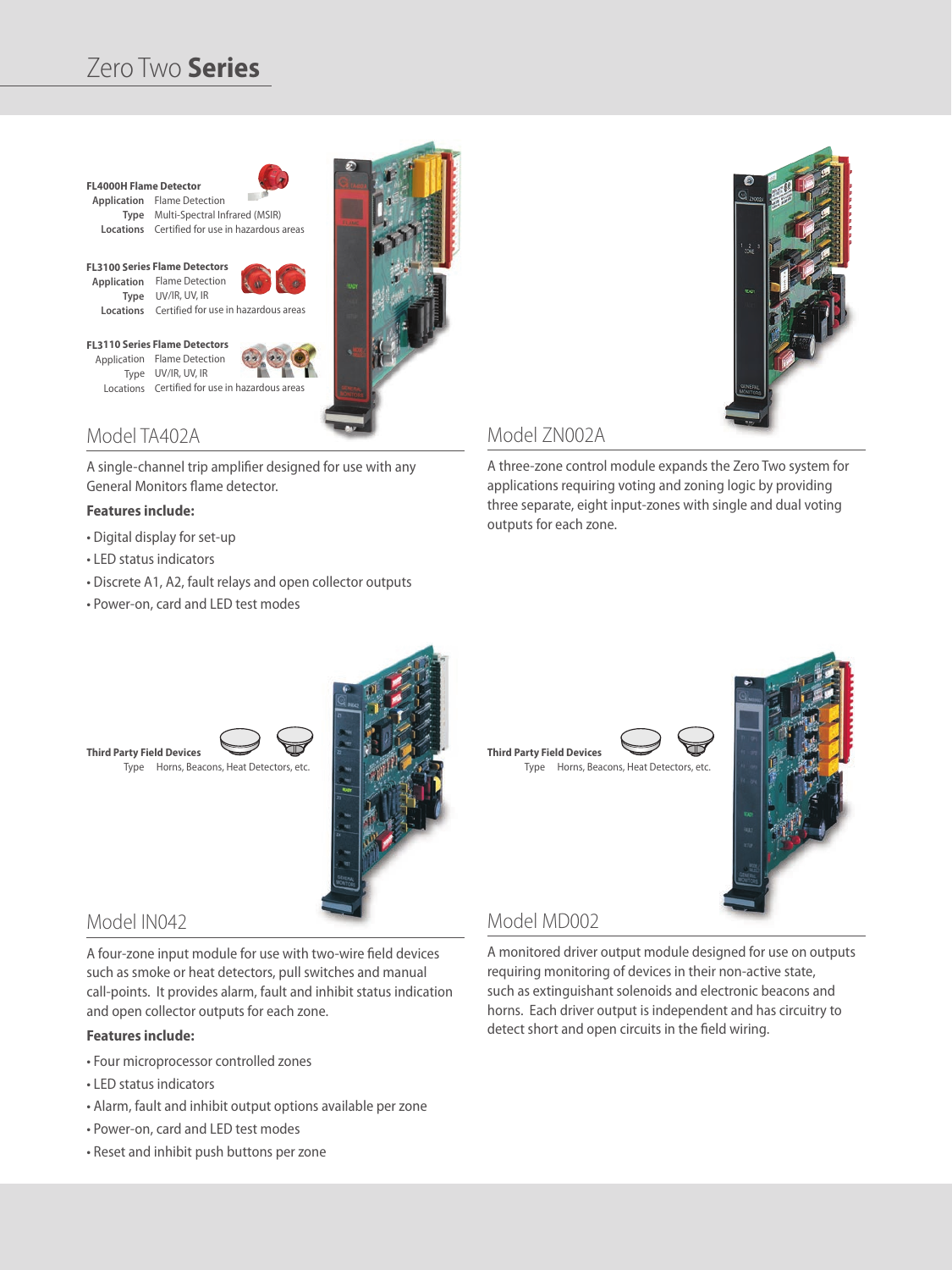# Zero Two **Series**

**FL4000H Flame Detector**
**Application** Flame Detection
**Type** Multi-Spectral Infrared (MSIR)
**Locations** Certified for use in hazardous areas

**FL3100 Series Flame Detectors**
**Application** Flame Detection
**Type** UV/IR, UV, IR
**Locations** Certified for use in hazardous areas

**FL3110 Series Flame Detectors**
Application Flame Detection
Type UV/IR, UV, IR
Locations Certified for use in hazardous areas

## Model TA402A

A single-channel trip amplifier designed for use with any General Monitors flame detector.

**Features include:**

- Digital display for set-up
- LED status indicators
- Discrete A1, A2, fault relays and open collector outputs
- Power-on, card and LED test modes

## Model ZN002A

A three-zone control module expands the Zero Two system for applications requiring voting and zoning logic by providing three separate, eight input-zones with single and dual voting outputs for each zone.

**Third Party Field Devices**
Type Horns, Beacons, Heat Detectors, etc.

## Model IN042

A four-zone input module for use with two-wire field devices such as smoke or heat detectors, pull switches and manual call-points. It provides alarm, fault and inhibit status indication and open collector outputs for each zone.

**Features include:**

- Four microprocessor controlled zones
- LED status indicators
- Alarm, fault and inhibit output options available per zone
- Power-on, card and LED test modes
- Reset and inhibit push buttons per zone

**Third Party Field Devices**
Type Horns, Beacons, Heat Detectors, etc.

## Model MD002

A monitored driver output module designed for use on outputs requiring monitoring of devices in their non-active state, such as extinguishant solenoids and electronic beacons and horns. Each driver output is independent and has circuitry to detect short and open circuits in the field wiring.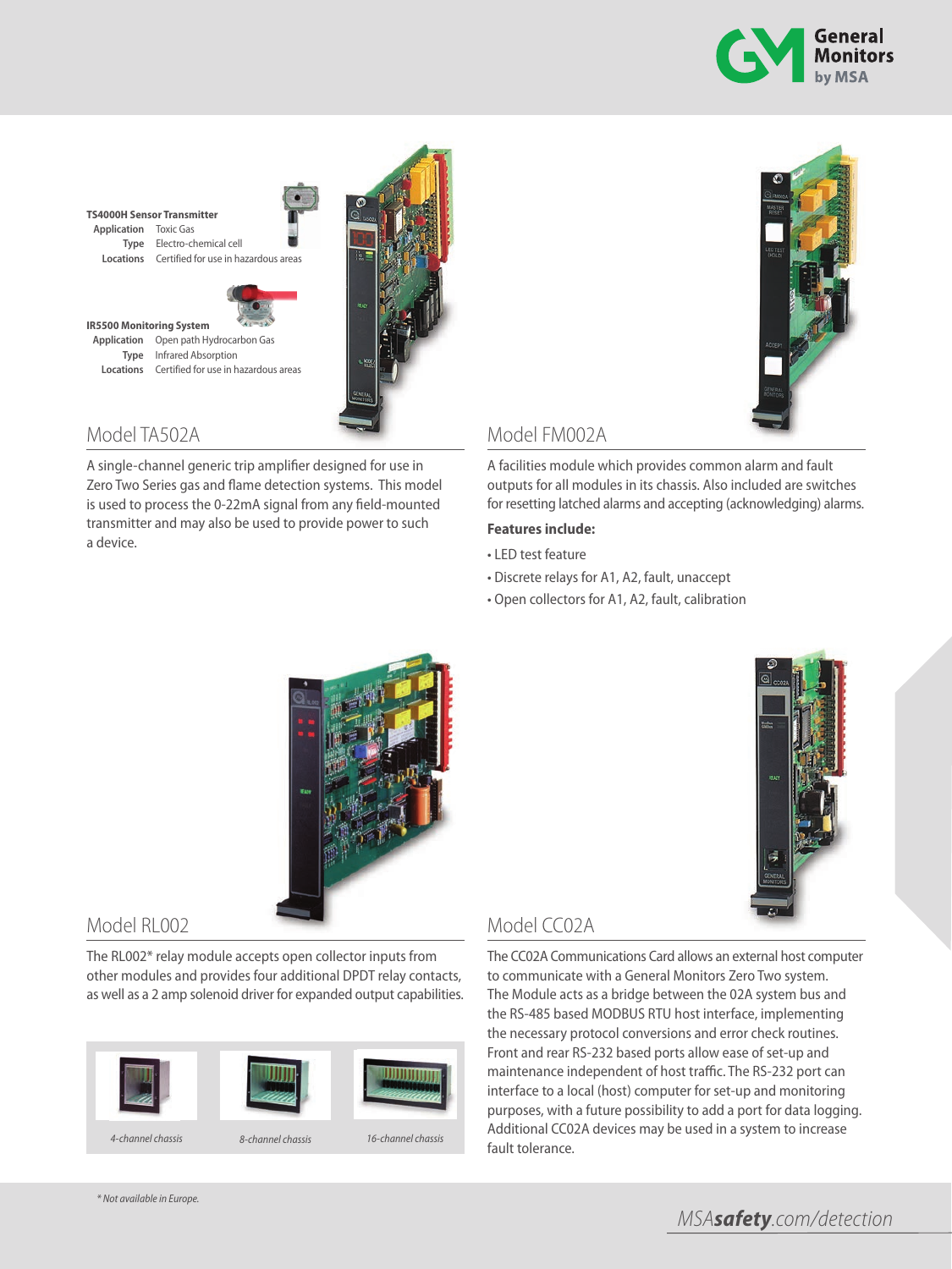**TS4000H Sensor Transmitter**

| | |
|---|---|
| Application | Toxic Gas |
| Type | Electro-chemical cell |
| Locations | Certified for use in hazardous areas |

**IR5500 Monitoring System**

| | |
|---|---|
| Application | Open path Hydrocarbon Gas |
| Type | Infrared Absorption |
| Locations | Certified for use in hazardous areas |

## Model TA502A

A single-channel generic trip amplifier designed for use in Zero Two Series gas and flame detection systems. This model is used to process the 0-22mA signal from any field-mounted transmitter and may also be used to provide power to such a device.

## Model FM002A

A facilities module which provides common alarm and fault outputs for all modules in its chassis. Also included are switches for resetting latched alarms and accepting (acknowledging) alarms.

**Features include:**

- LED test feature
- Discrete relays for A1, A2, fault, unaccept
- Open collectors for A1, A2, fault, calibration

## Model RL002

The RL002* relay module accepts open collector inputs from other modules and provides four additional DPDT relay contacts, as well as a 2 amp solenoid driver for expanded output capabilities.

*4-channel chassis*

*8-channel chassis*

*16-channel chassis*

## Model CC02A

The CC02A Communications Card allows an external host computer to communicate with a General Monitors Zero Two system. The Module acts as a bridge between the 02A system bus and the RS-485 based MODBUS RTU host interface, implementing the necessary protocol conversions and error check routines. Front and rear RS-232 based ports allow ease of set-up and maintenance independent of host traffic. The RS-232 port can interface to a local (host) computer for set-up and monitoring purposes, with a future possibility to add a port for data logging. Additional CC02A devices may be used in a system to increase fault tolerance.

*\* Not available in Europe.*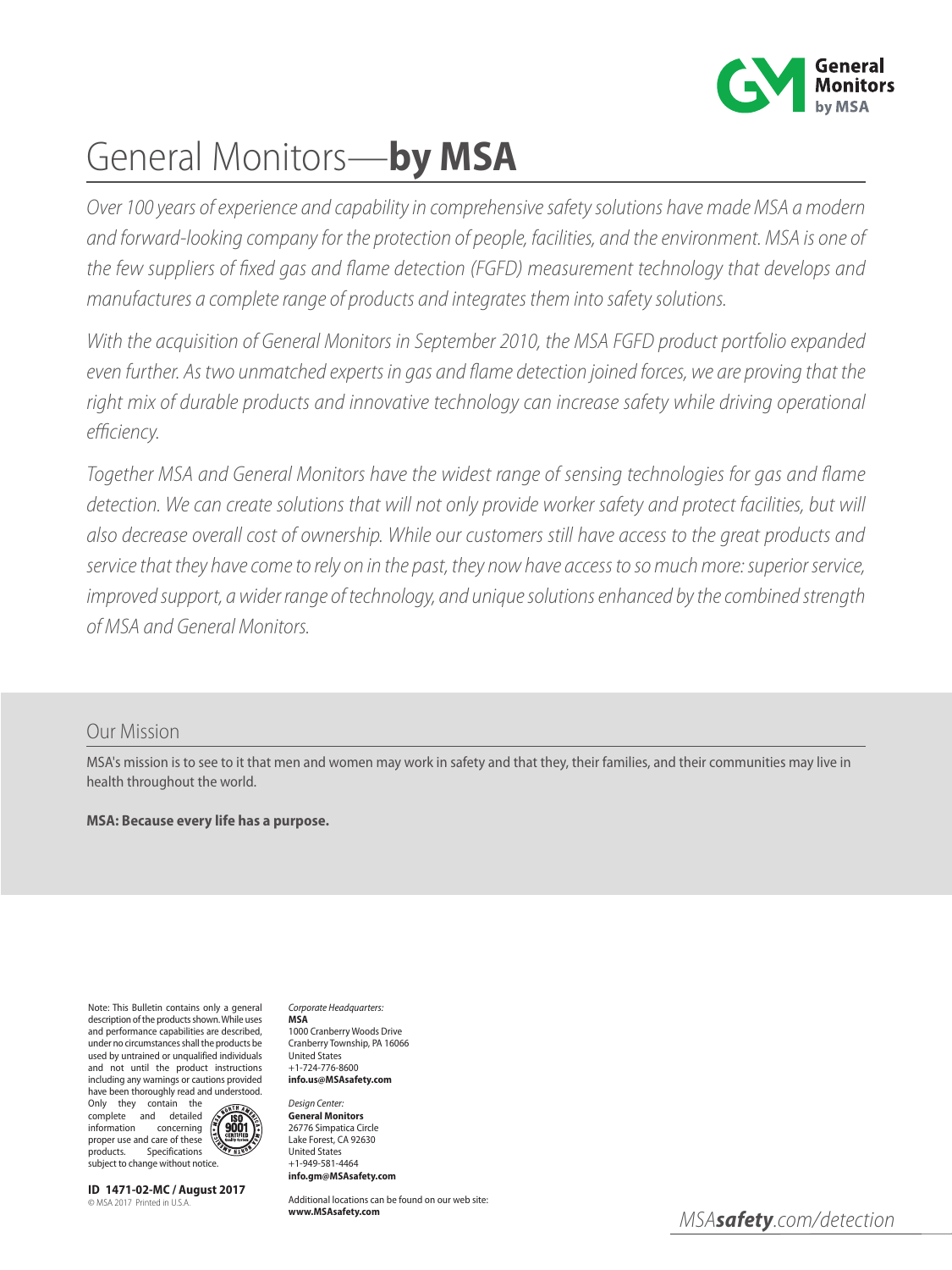General Monitors by MSA

# General Monitors—**by MSA**

*Over 100 years of experience and capability in comprehensive safety solutions have made MSA a modern and forward-looking company for the protection of people, facilities, and the environment. MSA is one of the few suppliers of fixed gas and flame detection (FGFD) measurement technology that develops and manufactures a complete range of products and integrates them into safety solutions.*

*With the acquisition of General Monitors in September 2010, the MSA FGFD product portfolio expanded even further. As two unmatched experts in gas and flame detection joined forces, we are proving that the right mix of durable products and innovative technology can increase safety while driving operational efficiency.*

*Together MSA and General Monitors have the widest range of sensing technologies for gas and flame detection. We can create solutions that will not only provide worker safety and protect facilities, but will also decrease overall cost of ownership. While our customers still have access to the great products and service that they have come to rely on in the past, they now have access to so much more: superior service, improved support, a wider range of technology, and unique solutions enhanced by the combined strength of MSA and General Monitors.*

## Our Mission

MSA's mission is to see to it that men and women may work in safety and that they, their families, and their communities may live in health throughout the world.

**MSA: Because every life has a purpose.**

Note: This Bulletin contains only a general description of the products shown. While uses and performance capabilities are described, under no circumstances shall the products be used by untrained or unqualified individuals and not until the product instructions including any warnings or cautions provided have been thoroughly read and understood. Only they contain the complete and detailed information concerning proper use and care of these products. Specifications subject to change without notice.

**ID 1471-02-MC / August 2017**
© MSA 2017 Printed in U.S.A.

*Corporate Headquarters:*
**MSA**
1000 Cranberry Woods Drive
Cranberry Township, PA 16066
United States
+1-724-776-8600
**info.us@MSAsafety.com**

*Design Center:*
**General Monitors**
26776 Simpatica Circle
Lake Forest, CA 92630
United States
+1-949-581-4464
**info.gm@MSAsafety.com**

Additional locations can be found on our web site:
**www.MSAsafety.com**

*MSA**safety**.com/detection*